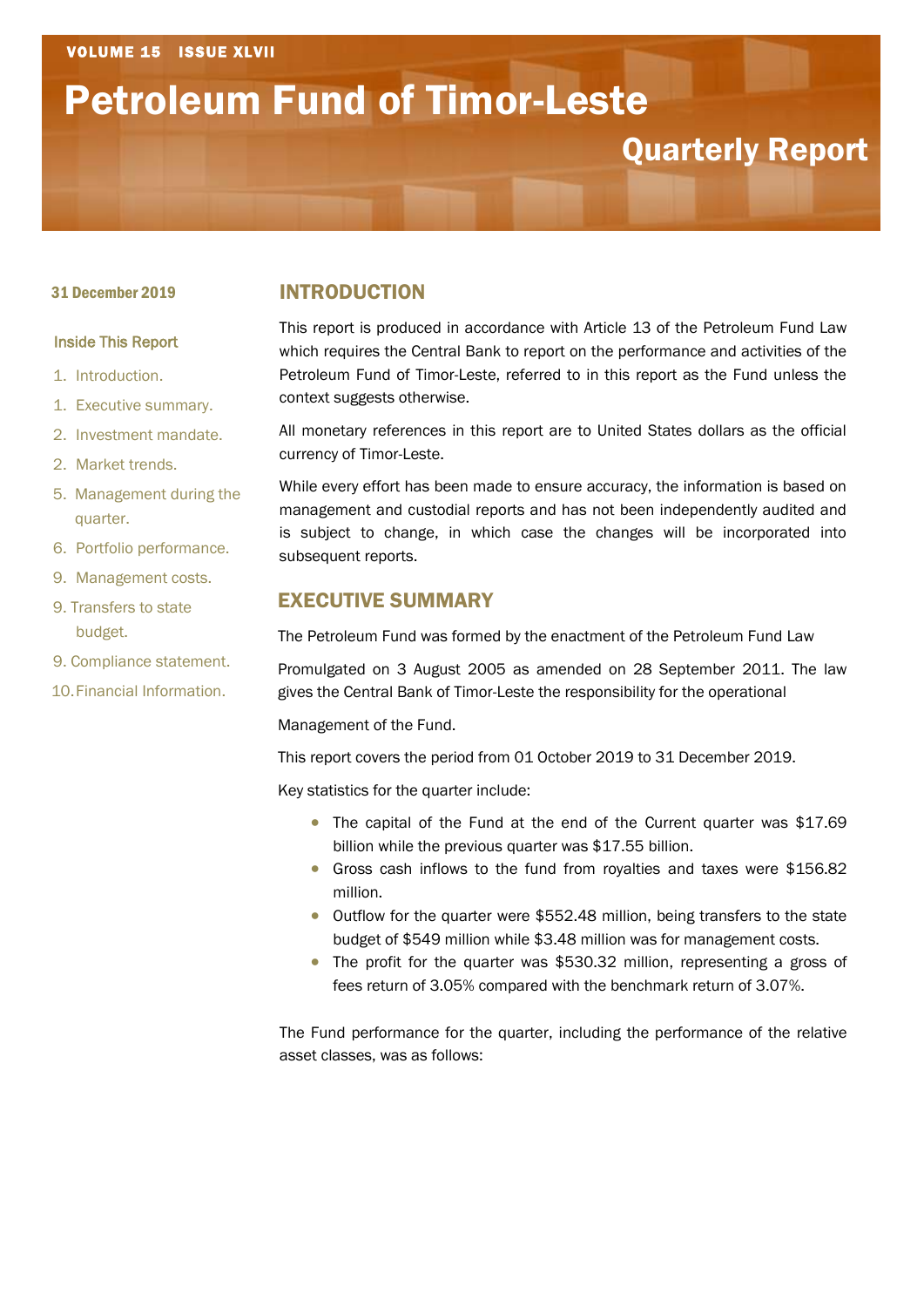VOLUME 15 ISSUE XLVII

# Petroleum Fund of Timor-Leste

## Quarterly Report

31 December 2019

**Inside This Report**

1. Introduction.
1. Executive summary.
2. Investment mandate.
2. Market trends.
5. Management during the quarter.
6. Portfolio performance.
9. Management costs.
9. Transfers to state budget.
9. Compliance statement.
10. Financial Information.

## INTRODUCTION

This report is produced in accordance with Article 13 of the Petroleum Fund Law which requires the Central Bank to report on the performance and activities of the Petroleum Fund of Timor-Leste, referred to in this report as the Fund unless the context suggests otherwise.

All monetary references in this report are to United States dollars as the official currency of Timor-Leste.

While every effort has been made to ensure accuracy, the information is based on management and custodial reports and has not been independently audited and is subject to change, in which case the changes will be incorporated into subsequent reports.

## EXECUTIVE SUMMARY

The Petroleum Fund was formed by the enactment of the Petroleum Fund Law

Promulgated on 3 August 2005 as amended on 28 September 2011. The law gives the Central Bank of Timor-Leste the responsibility for the operational

Management of the Fund.

This report covers the period from 01 October 2019 to 31 December 2019.

Key statistics for the quarter include:

- The capital of the Fund at the end of the Current quarter was $17.69 billion while the previous quarter was $17.55 billion.
- Gross cash inflows to the fund from royalties and taxes were $156.82 million.
- Outflow for the quarter were $552.48 million, being transfers to the state budget of $549 million while $3.48 million was for management costs.
- The profit for the quarter was $530.32 million, representing a gross of fees return of 3.05% compared with the benchmark return of 3.07%.

The Fund performance for the quarter, including the performance of the relative asset classes, was as follows: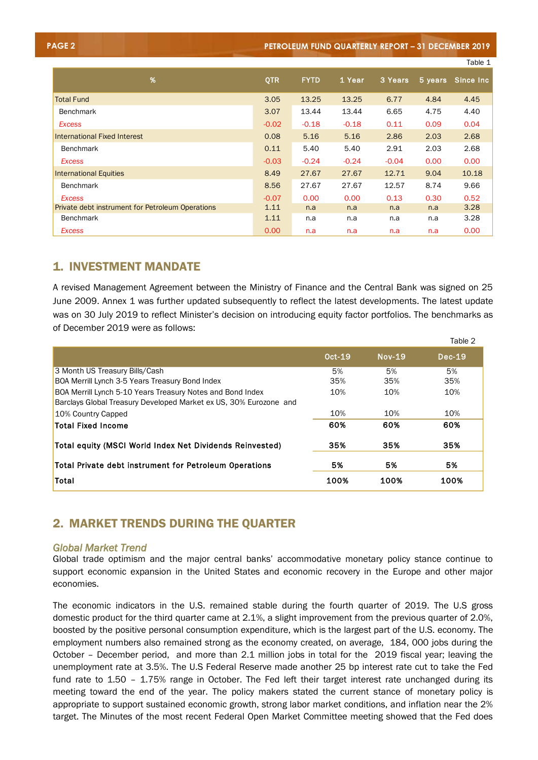Table 1

| % | QTR | FYTD | 1 Year | 3 Years | 5 years | Since Inc |
|---|---|---|---|---|---|---|
| Total Fund | 3.05 | 13.25 | 13.25 | 6.77 | 4.84 | 4.45 |
| Benchmark | 3.07 | 13.44 | 13.44 | 6.65 | 4.75 | 4.40 |
| *Excess* | -0.02 | -0.18 | -0.18 | 0.11 | 0.09 | 0.04 |
| International Fixed Interest | 0.08 | 5.16 | 5.16 | 2.86 | 2.03 | 2.68 |
| Benchmark | 0.11 | 5.40 | 5.40 | 2.91 | 2.03 | 2.68 |
| *Excess* | -0.03 | -0.24 | -0.24 | -0.04 | 0.00 | 0.00 |
| International Equities | 8.49 | 27.67 | 27.67 | 12.71 | 9.04 | 10.18 |
| Benchmark | 8.56 | 27.67 | 27.67 | 12.57 | 8.74 | 9.66 |
| *Excess* | -0.07 | 0.00 | 0.00 | 0.13 | 0.30 | 0.52 |
| Private debt instrument for Petroleum Operations | 1.11 | n.a | n.a | n.a | n.a | 3.28 |
| Benchmark | 1.11 | n.a | n.a | n.a | n.a | 3.28 |
| *Excess* | 0.00 | n.a | n.a | n.a | n.a | 0.00 |

## 1. INVESTMENT MANDATE

A revised Management Agreement between the Ministry of Finance and the Central Bank was signed on 25 June 2009. Annex 1 was further updated subsequently to reflect the latest developments. The latest update was on 30 July 2019 to reflect Minister's decision on introducing equity factor portfolios. The benchmarks as of December 2019 were as follows:

Table 2

| | Oct-19 | Nov-19 | Dec-19 |
|---|---|---|---|
| 3 Month US Treasury Bills/Cash | 5% | 5% | 5% |
| BOA Merrill Lynch 3-5 Years Treasury Bond Index | 35% | 35% | 35% |
| BOA Merrill Lynch 5-10 Years Treasury Notes and Bond Index | 10% | 10% | 10% |
| Barclays Global Treasury Developed Market ex US, 30% Eurozone and 10% Country Capped | 10% | 10% | 10% |
| **Total Fixed Income** | **60%** | **60%** | **60%** |
| **Total equity (MSCI World Index Net Dividends Reinvested)** | **35%** | **35%** | **35%** |
| **Total Private debt instrument for Petroleum Operations** | **5%** | **5%** | **5%** |
| **Total** | **100%** | **100%** | **100%** |

## 2. MARKET TRENDS DURING THE QUARTER

### *Global Market Trend*

Global trade optimism and the major central banks' accommodative monetary policy stance continue to support economic expansion in the United States and economic recovery in the Europe and other major economies.

The economic indicators in the U.S. remained stable during the fourth quarter of 2019. The U.S gross domestic product for the third quarter came at 2.1%, a slight improvement from the previous quarter of 2.0%, boosted by the positive personal consumption expenditure, which is the largest part of the U.S. economy. The employment numbers also remained strong as the economy created, on average, 184, 000 jobs during the October – December period, and more than 2.1 million jobs in total for the 2019 fiscal year; leaving the unemployment rate at 3.5%. The U.S Federal Reserve made another 25 bp interest rate cut to take the Fed fund rate to 1.50 – 1.75% range in October. The Fed left their target interest rate unchanged during its meeting toward the end of the year. The policy makers stated the current stance of monetary policy is appropriate to support sustained economic growth, strong labor market conditions, and inflation near the 2% target. The Minutes of the most recent Federal Open Market Committee meeting showed that the Fed does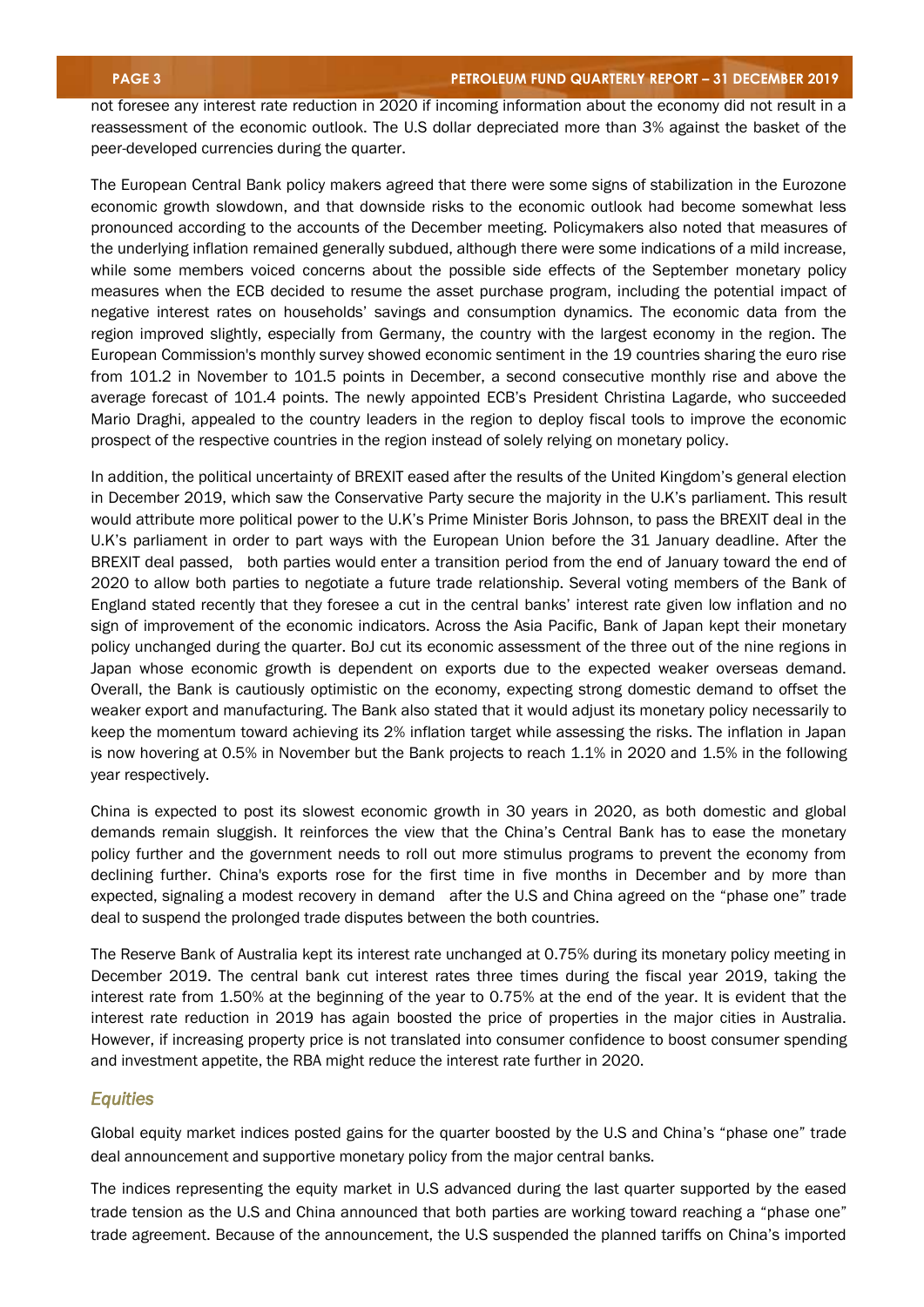not foresee any interest rate reduction in 2020 if incoming information about the economy did not result in a reassessment of the economic outlook. The U.S dollar depreciated more than 3% against the basket of the peer-developed currencies during the quarter.

The European Central Bank policy makers agreed that there were some signs of stabilization in the Eurozone economic growth slowdown, and that downside risks to the economic outlook had become somewhat less pronounced according to the accounts of the December meeting. Policymakers also noted that measures of the underlying inflation remained generally subdued, although there were some indications of a mild increase, while some members voiced concerns about the possible side effects of the September monetary policy measures when the ECB decided to resume the asset purchase program, including the potential impact of negative interest rates on households' savings and consumption dynamics. The economic data from the region improved slightly, especially from Germany, the country with the largest economy in the region. The European Commission's monthly survey showed economic sentiment in the 19 countries sharing the euro rise from 101.2 in November to 101.5 points in December, a second consecutive monthly rise and above the average forecast of 101.4 points. The newly appointed ECB's President Christina Lagarde, who succeeded Mario Draghi, appealed to the country leaders in the region to deploy fiscal tools to improve the economic prospect of the respective countries in the region instead of solely relying on monetary policy.

In addition, the political uncertainty of BREXIT eased after the results of the United Kingdom's general election in December 2019, which saw the Conservative Party secure the majority in the U.K's parliament. This result would attribute more political power to the U.K's Prime Minister Boris Johnson, to pass the BREXIT deal in the U.K's parliament in order to part ways with the European Union before the 31 January deadline. After the BREXIT deal passed, both parties would enter a transition period from the end of January toward the end of 2020 to allow both parties to negotiate a future trade relationship. Several voting members of the Bank of England stated recently that they foresee a cut in the central banks' interest rate given low inflation and no sign of improvement of the economic indicators. Across the Asia Pacific, Bank of Japan kept their monetary policy unchanged during the quarter. BoJ cut its economic assessment of the three out of the nine regions in Japan whose economic growth is dependent on exports due to the expected weaker overseas demand. Overall, the Bank is cautiously optimistic on the economy, expecting strong domestic demand to offset the weaker export and manufacturing. The Bank also stated that it would adjust its monetary policy necessarily to keep the momentum toward achieving its 2% inflation target while assessing the risks. The inflation in Japan is now hovering at 0.5% in November but the Bank projects to reach 1.1% in 2020 and 1.5% in the following year respectively.

China is expected to post its slowest economic growth in 30 years in 2020, as both domestic and global demands remain sluggish. It reinforces the view that the China's Central Bank has to ease the monetary policy further and the government needs to roll out more stimulus programs to prevent the economy from declining further. China's exports rose for the first time in five months in December and by more than expected, signaling a modest recovery in demand after the U.S and China agreed on the "phase one" trade deal to suspend the prolonged trade disputes between the both countries.

The Reserve Bank of Australia kept its interest rate unchanged at 0.75% during its monetary policy meeting in December 2019. The central bank cut interest rates three times during the fiscal year 2019, taking the interest rate from 1.50% at the beginning of the year to 0.75% at the end of the year. It is evident that the interest rate reduction in 2019 has again boosted the price of properties in the major cities in Australia. However, if increasing property price is not translated into consumer confidence to boost consumer spending and investment appetite, the RBA might reduce the interest rate further in 2020.

### *Equities*

Global equity market indices posted gains for the quarter boosted by the U.S and China's "phase one" trade deal announcement and supportive monetary policy from the major central banks.

The indices representing the equity market in U.S advanced during the last quarter supported by the eased trade tension as the U.S and China announced that both parties are working toward reaching a "phase one" trade agreement. Because of the announcement, the U.S suspended the planned tariffs on China's imported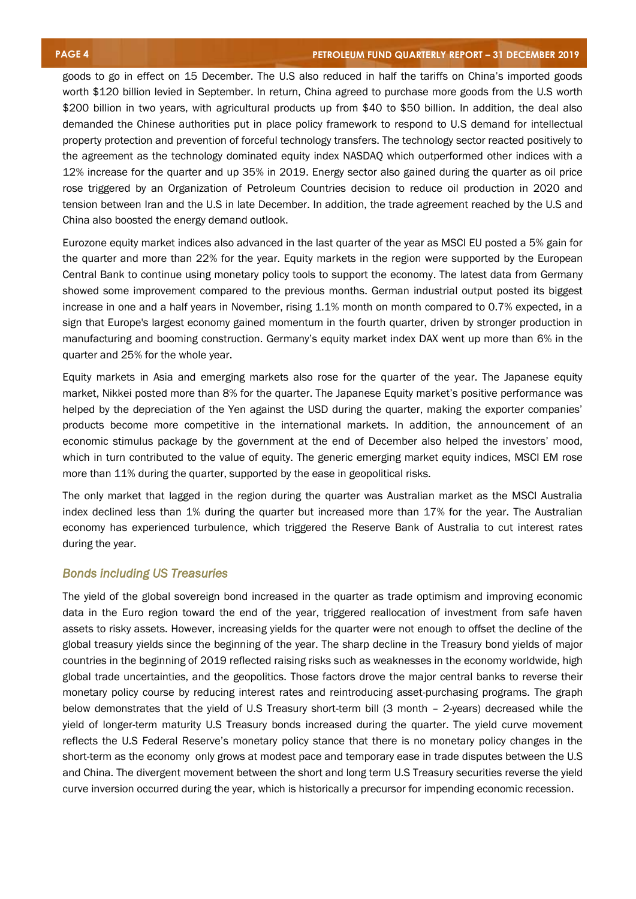goods to go in effect on 15 December. The U.S also reduced in half the tariffs on China's imported goods worth $120 billion levied in September. In return, China agreed to purchase more goods from the U.S worth $200 billion in two years, with agricultural products up from $40 to $50 billion. In addition, the deal also demanded the Chinese authorities put in place policy framework to respond to U.S demand for intellectual property protection and prevention of forceful technology transfers. The technology sector reacted positively to the agreement as the technology dominated equity index NASDAQ which outperformed other indices with a 12% increase for the quarter and up 35% in 2019. Energy sector also gained during the quarter as oil price rose triggered by an Organization of Petroleum Countries decision to reduce oil production in 2020 and tension between Iran and the U.S in late December. In addition, the trade agreement reached by the U.S and China also boosted the energy demand outlook.

Eurozone equity market indices also advanced in the last quarter of the year as MSCI EU posted a 5% gain for the quarter and more than 22% for the year. Equity markets in the region were supported by the European Central Bank to continue using monetary policy tools to support the economy. The latest data from Germany showed some improvement compared to the previous months. German industrial output posted its biggest increase in one and a half years in November, rising 1.1% month on month compared to 0.7% expected, in a sign that Europe's largest economy gained momentum in the fourth quarter, driven by stronger production in manufacturing and booming construction. Germany's equity market index DAX went up more than 6% in the quarter and 25% for the whole year.

Equity markets in Asia and emerging markets also rose for the quarter of the year. The Japanese equity market, Nikkei posted more than 8% for the quarter. The Japanese Equity market's positive performance was helped by the depreciation of the Yen against the USD during the quarter, making the exporter companies' products become more competitive in the international markets. In addition, the announcement of an economic stimulus package by the government at the end of December also helped the investors' mood, which in turn contributed to the value of equity. The generic emerging market equity indices, MSCI EM rose more than 11% during the quarter, supported by the ease in geopolitical risks.

The only market that lagged in the region during the quarter was Australian market as the MSCI Australia index declined less than 1% during the quarter but increased more than 17% for the year. The Australian economy has experienced turbulence, which triggered the Reserve Bank of Australia to cut interest rates during the year.

### *Bonds including US Treasuries*

The yield of the global sovereign bond increased in the quarter as trade optimism and improving economic data in the Euro region toward the end of the year, triggered reallocation of investment from safe haven assets to risky assets. However, increasing yields for the quarter were not enough to offset the decline of the global treasury yields since the beginning of the year. The sharp decline in the Treasury bond yields of major countries in the beginning of 2019 reflected raising risks such as weaknesses in the economy worldwide, high global trade uncertainties, and the geopolitics. Those factors drove the major central banks to reverse their monetary policy course by reducing interest rates and reintroducing asset-purchasing programs. The graph below demonstrates that the yield of U.S Treasury short-term bill (3 month – 2-years) decreased while the yield of longer-term maturity U.S Treasury bonds increased during the quarter. The yield curve movement reflects the U.S Federal Reserve's monetary policy stance that there is no monetary policy changes in the short-term as the economy only grows at modest pace and temporary ease in trade disputes between the U.S and China. The divergent movement between the short and long term U.S Treasury securities reverse the yield curve inversion occurred during the year, which is historically a precursor for impending economic recession.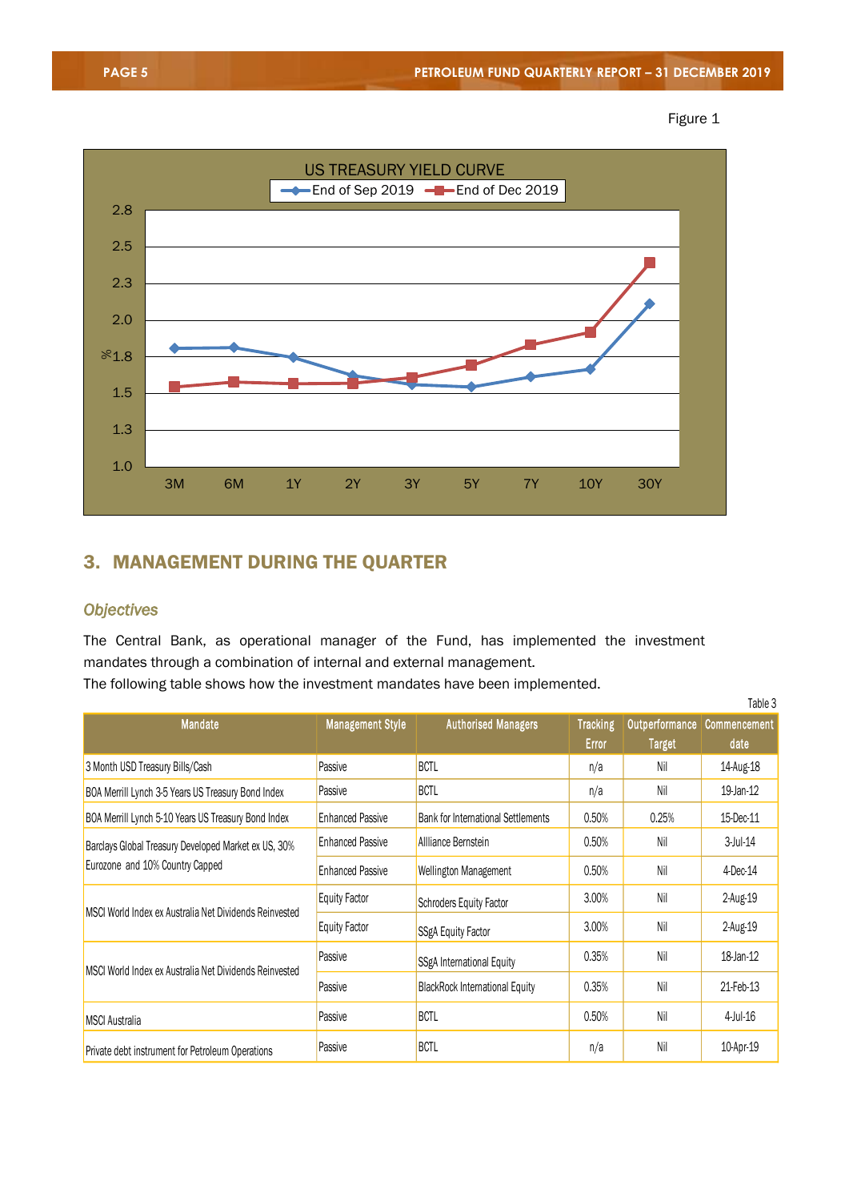Figure 1

US TREASURY YIELD CURVE

3. MANAGEMENT DURING THE QUARTER

*Objectives*

The Central Bank, as operational manager of the Fund, has implemented the investment mandates through a combination of internal and external management.
The following table shows how the investment mandates have been implemented.

Table 3

| Mandate | Management Style | Authorised Managers | Tracking Error | Outperformance Target | Commencement date |
|---|---|---|---|---|---|
| 3 Month USD Treasury Bills/Cash | Passive | BCTL | n/a | Nil | 14-Aug-18 |
| BOA Merrill Lynch 3-5 Years US Treasury Bond Index | Passive | BCTL | n/a | Nil | 19-Jan-12 |
| BOA Merrill Lynch 5-10 Years US Treasury Bond Index | Enhanced Passive | Bank for International Settlements | 0.50% | 0.25% | 15-Dec-11 |
| Barclays Global Treasury Developed Market ex US, 30% Eurozone and 10% Country Capped | Enhanced Passive | Allliance Bernstein | 0.50% | Nil | 3-Jul-14 |
| | Enhanced Passive | Wellington Management | 0.50% | Nil | 4-Dec-14 |
| MSCI World Index ex Australia Net Dividends Reinvested | Equity Factor | Schroders Equity Factor | 3.00% | Nil | 2-Aug-19 |
| | Equity Factor | SSgA Equity Factor | 3.00% | Nil | 2-Aug-19 |
| MSCI World Index ex Australia Net Dividends Reinvested | Passive | SSgA International Equity | 0.35% | Nil | 18-Jan-12 |
| | Passive | BlackRock International Equity | 0.35% | Nil | 21-Feb-13 |
| MSCI Australia | Passive | BCTL | 0.50% | Nil | 4-Jul-16 |
| Private debt instrument for Petroleum Operations | Passive | BCTL | n/a | Nil | 10-Apr-19 |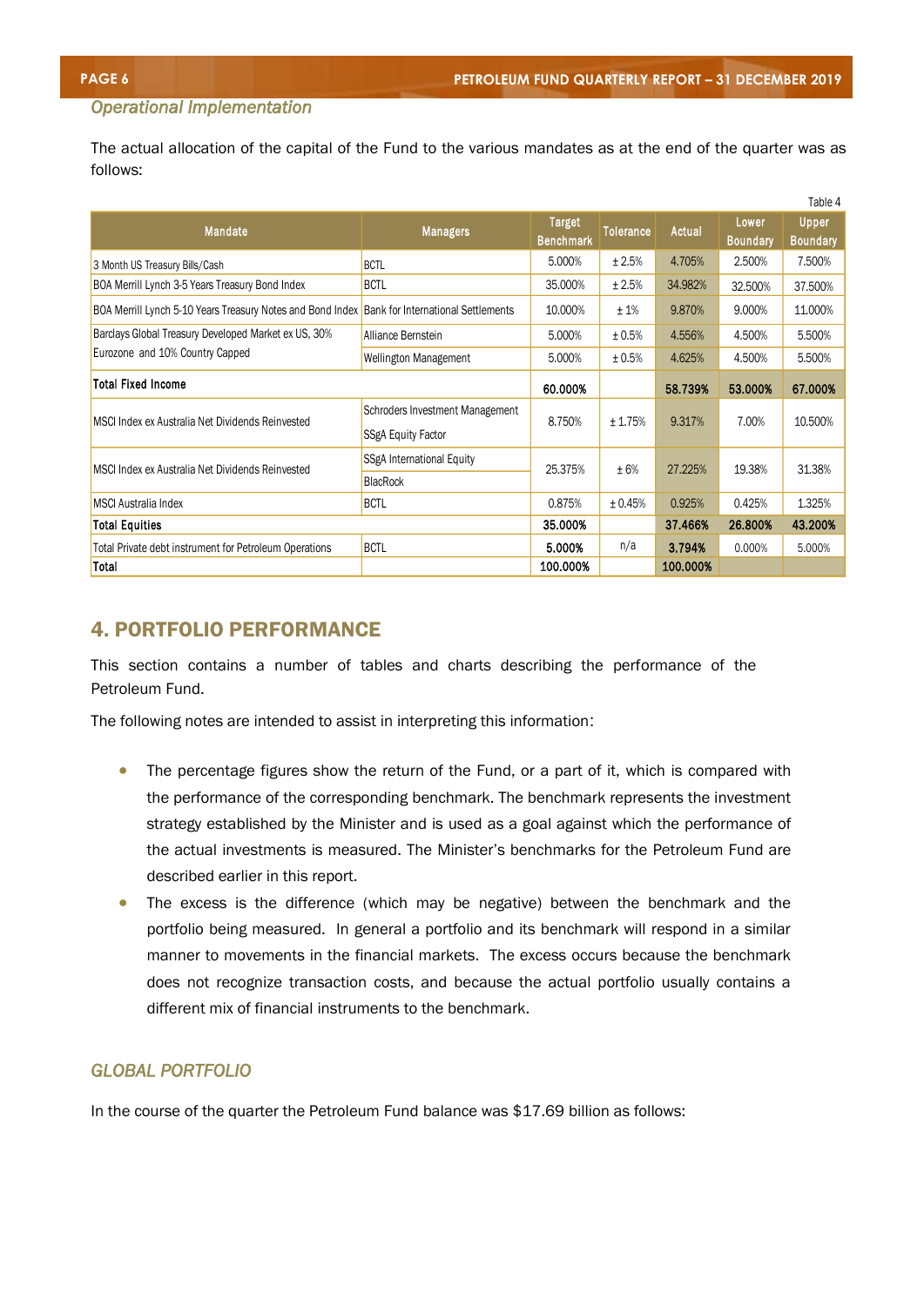*Operational Implementation*

The actual allocation of the capital of the Fund to the various mandates as at the end of the quarter was as follows:

Table 4

| Mandate | Managers | Target Benchmark | Tolerance | Actual | Lower Boundary | Upper Boundary |
|---|---|---|---|---|---|---|
| 3 Month US Treasury Bills/Cash | BCTL | 5.000% | ± 2.5% | 4.705% | 2.500% | 7.500% |
| BOA Merrill Lynch 3-5 Years Treasury Bond Index | BCTL | 35.000% | ± 2.5% | 34.982% | 32.500% | 37.500% |
| BOA Merrill Lynch 5-10 Years Treasury Notes and Bond Index | Bank for International Settlements | 10.000% | ± 1% | 9.870% | 9.000% | 11.000% |
| Barclays Global Treasury Developed Market ex US, 30% Eurozone and 10% Country Capped | Alliance Bernstein | 5.000% | ± 0.5% | 4.556% | 4.500% | 5.500% |
| | Wellington Management | 5.000% | ± 0.5% | 4.625% | 4.500% | 5.500% |
| **Total Fixed Income** | | **60.000%** | | **58.739%** | **53.000%** | **67.000%** |
| MSCI Index ex Australia Net Dividends Reinvested | Schroders Investment Management<br>SSgA Equity Factor | 8.750% | ± 1.75% | 9.317% | 7.00% | 10.500% |
| MSCI Index ex Australia Net Dividends Reinvested | SSgA International Equity<br>BlacRock | 25.375% | ± 6% | 27.225% | 19.38% | 31.38% |
| MSCI Australia Index | BCTL | 0.875% | ± 0.45% | 0.925% | 0.425% | 1.325% |
| **Total Equities** | | **35.000%** | | **37.466%** | **26.800%** | **43.200%** |
| Total Private debt instrument for Petroleum Operations | BCTL | **5.000%** | n/a | **3.794%** | 0.000% | 5.000% |
| **Total** | | **100.000%** | | **100.000%** | | |

## 4. PORTFOLIO PERFORMANCE

This section contains a number of tables and charts describing the performance of the Petroleum Fund.

The following notes are intended to assist in interpreting this information:

- The percentage figures show the return of the Fund, or a part of it, which is compared with the performance of the corresponding benchmark. The benchmark represents the investment strategy established by the Minister and is used as a goal against which the performance of the actual investments is measured. The Minister's benchmarks for the Petroleum Fund are described earlier in this report.
- The excess is the difference (which may be negative) between the benchmark and the portfolio being measured. In general a portfolio and its benchmark will respond in a similar manner to movements in the financial markets. The excess occurs because the benchmark does not recognize transaction costs, and because the actual portfolio usually contains a different mix of financial instruments to the benchmark.

### *GLOBAL PORTFOLIO*

In the course of the quarter the Petroleum Fund balance was $17.69 billion as follows: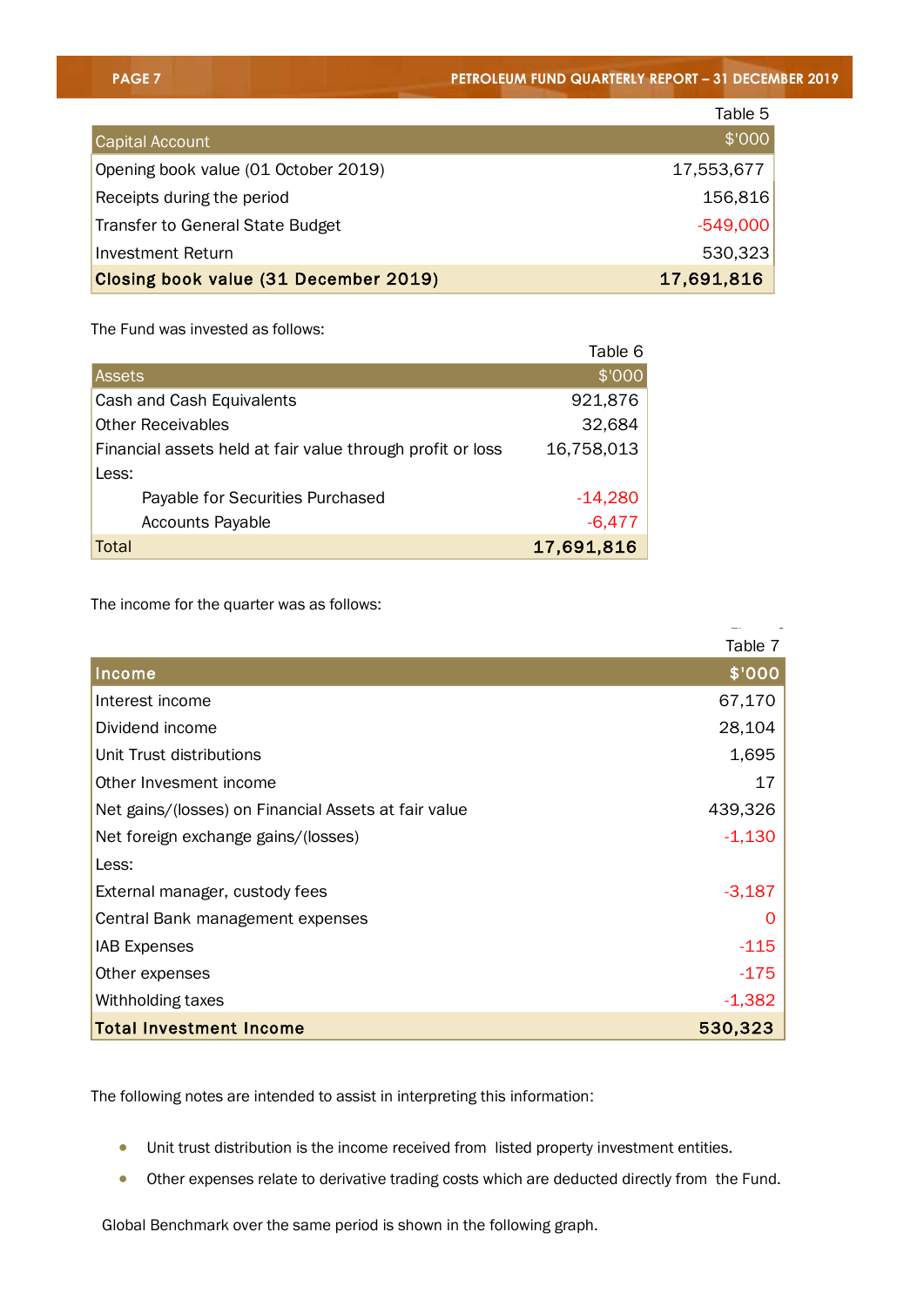Table 5

| Capital Account | $'000 |
|---|---|
| Opening book value (01 October 2019) | 17,553,677 |
| Receipts during the period | 156,816 |
| Transfer to General State Budget | -549,000 |
| Investment Return | 530,323 |
| **Closing book value (31 December 2019)** | **17,691,816** |

The Fund was invested as follows:

Table 6

| Assets | $'000 |
|---|---|
| Cash and Cash Equivalents | 921,876 |
| Other Receivables | 32,684 |
| Financial assets held at fair value through profit or loss | 16,758,013 |
| Less: | |
| Payable for Securities Purchased | -14,280 |
| Accounts Payable | -6,477 |
| Total | **17,691,816** |

The income for the quarter was as follows:

Table 7

| **Income** | **$'000** |
|---|---|
| Interest income | 67,170 |
| Dividend income | 28,104 |
| Unit Trust distributions | 1,695 |
| Other Invesment income | 17 |
| Net gains/(losses) on Financial Assets at fair value | 439,326 |
| Net foreign exchange gains/(losses) | -1,130 |
| Less: | |
| External manager, custody fees | -3,187 |
| Central Bank management expenses | 0 |
| IAB Expenses | -115 |
| Other expenses | -175 |
| Withholding taxes | -1,382 |
| **Total Investment Income** | **530,323** |

The following notes are intended to assist in interpreting this information:

- Unit trust distribution is the income received from listed property investment entities.
- Other expenses relate to derivative trading costs which are deducted directly from the Fund.

Global Benchmark over the same period is shown in the following graph.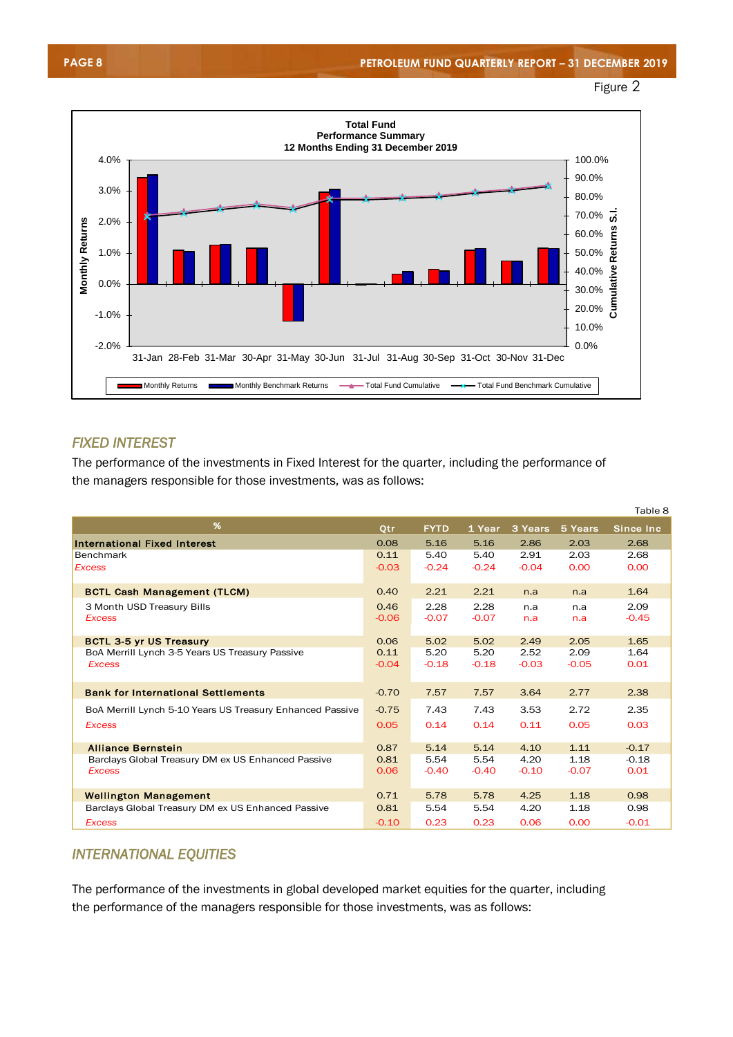Figure 2

**Total Fund**
**Performance Summary**
**12 Months Ending 31 December 2019**

## *FIXED INTEREST*

The performance of the investments in Fixed Interest for the quarter, including the performance of the managers responsible for those investments, was as follows:

Table 8

| % | Qtr | FYTD | 1 Year | 3 Years | 5 Years | Since Inc |
|---|---|---|---|---|---|---|
| **International Fixed Interest** | 0.08 | 5.16 | 5.16 | 2.86 | 2.03 | 2.68 |
| Benchmark | 0.11 | 5.40 | 5.40 | 2.91 | 2.03 | 2.68 |
| *Excess* | -0.03 | -0.24 | -0.24 | -0.04 | 0.00 | 0.00 |
| **BCTL Cash Management (TLCM)** | 0.40 | 2.21 | 2.21 | n.a | n.a | 1.64 |
| 3 Month USD Treasury Bills | 0.46 | 2.28 | 2.28 | n.a | n.a | 2.09 |
| *Excess* | -0.06 | -0.07 | -0.07 | n.a | n.a | -0.45 |
| **BCTL 3-5 yr US Treasury** | 0.06 | 5.02 | 5.02 | 2.49 | 2.05 | 1.65 |
| BoA Merrill Lynch 3-5 Years US Treasury Passive | 0.11 | 5.20 | 5.20 | 2.52 | 2.09 | 1.64 |
| *Excess* | -0.04 | -0.18 | -0.18 | -0.03 | -0.05 | 0.01 |
| **Bank for International Settlements** | -0.70 | 7.57 | 7.57 | 3.64 | 2.77 | 2.38 |
| BoA Merrill Lynch 5-10 Years US Treasury Enhanced Passive | -0.75 | 7.43 | 7.43 | 3.53 | 2.72 | 2.35 |
| *Excess* | 0.05 | 0.14 | 0.14 | 0.11 | 0.05 | 0.03 |
| **Alliance Bernstein** | 0.87 | 5.14 | 5.14 | 4.10 | 1.11 | -0.17 |
| Barclays Global Treasury DM ex US Enhanced Passive | 0.81 | 5.54 | 5.54 | 4.20 | 1.18 | -0.18 |
| *Excess* | 0.06 | -0.40 | -0.40 | -0.10 | -0.07 | 0.01 |
| **Wellington Management** | 0.71 | 5.78 | 5.78 | 4.25 | 1.18 | 0.98 |
| Barclays Global Treasury DM ex US Enhanced Passive | 0.81 | 5.54 | 5.54 | 4.20 | 1.18 | 0.98 |
| *Excess* | -0.10 | 0.23 | 0.23 | 0.06 | 0.00 | -0.01 |

## *INTERNATIONAL EQUITIES*

The performance of the investments in global developed market equities for the quarter, including the performance of the managers responsible for those investments, was as follows: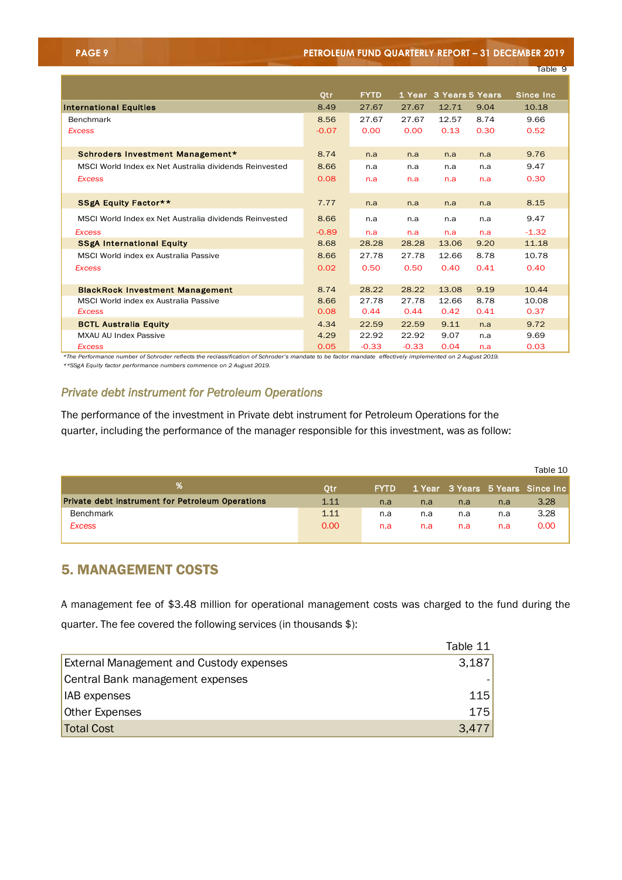Table 9

| | Qtr | FYTD | 1 Year | 3 Years | 5 Years | Since Inc |
|---|---|---|---|---|---|---|
| **International Equities** | 8.49 | 27.67 | 27.67 | 12.71 | 9.04 | 10.18 |
| Benchmark | 8.56 | 27.67 | 27.67 | 12.57 | 8.74 | 9.66 |
| *Excess* | -0.07 | 0.00 | 0.00 | 0.13 | 0.30 | 0.52 |
| **Schroders Investment Management*** | 8.74 | n.a | n.a | n.a | n.a | 9.76 |
| MSCI World Index ex Net Australia dividends Reinvested | 8.66 | n.a | n.a | n.a | n.a | 9.47 |
| *Excess* | 0.08 | n.a | n.a | n.a | n.a | 0.30 |
| **SSgA Equity Factor**** | 7.77 | n.a | n.a | n.a | n.a | 8.15 |
| MSCI World Index ex Net Australia dividends Reinvested | 8.66 | n.a | n.a | n.a | n.a | 9.47 |
| *Excess* | -0.89 | n.a | n.a | n.a | n.a | -1.32 |
| **SSgA International Equity** | 8.68 | 28.28 | 28.28 | 13.06 | 9.20 | 11.18 |
| MSCI World index ex Australia Passive | 8.66 | 27.78 | 27.78 | 12.66 | 8.78 | 10.78 |
| *Excess* | 0.02 | 0.50 | 0.50 | 0.40 | 0.41 | 0.40 |
| **BlackRock Investment Management** | 8.74 | 28.22 | 28.22 | 13.08 | 9.19 | 10.44 |
| MSCI World index ex Australia Passive | 8.66 | 27.78 | 27.78 | 12.66 | 8.78 | 10.08 |
| *Excess* | 0.08 | 0.44 | 0.44 | 0.42 | 0.41 | 0.37 |
| **BCTL Australia Equity** | 4.34 | 22.59 | 22.59 | 9.11 | n.a | 9.72 |
| MXAU AU Index Passive | 4.29 | 22.92 | 22.92 | 9.07 | n.a | 9.69 |
| *Excess* | 0.05 | -0.33 | -0.33 | 0.04 | n.a | 0.03 |

*\*The Performance number of Schroder reflects the reclassification of Schroder's mandate to be factor mandate effectively implemented on 2 August 2019.*

*\*\*SSgA Equity factor performance numbers commence on 2 August 2019.*

### *Private debt instrument for Petroleum Operations*

The performance of the investment in Private debt instrument for Petroleum Operations for the quarter, including the performance of the manager responsible for this investment, was as follow:

Table 10

| % | Qtr | FYTD | 1 Year | 3 Years | 5 Years | Since Inc |
|---|---|---|---|---|---|---|
| **Private debt instrument for Petroleum Operations** | 1.11 | n.a | n.a | n.a | n.a | 3.28 |
| Benchmark | 1.11 | n.a | n.a | n.a | n.a | 3.28 |
| *Excess* | 0.00 | n.a | n.a | n.a | n.a | 0.00 |

## 5. MANAGEMENT COSTS

A management fee of $3.48 million for operational management costs was charged to the fund during the quarter. The fee covered the following services (in thousands $):

Table 11

| | |
|---|---|
| External Management and Custody expenses | 3,187 |
| Central Bank management expenses | - |
| IAB expenses | 115 |
| Other Expenses | 175 |
| Total Cost | 3,477 |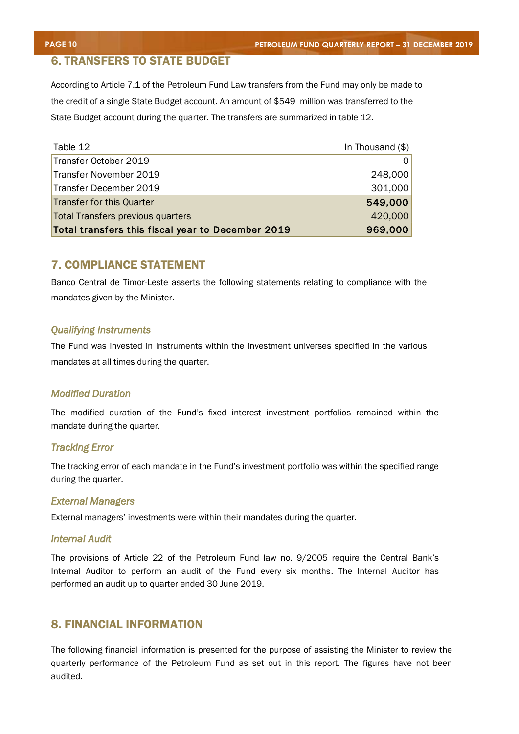## 6. TRANSFERS TO STATE BUDGET

According to Article 7.1 of the Petroleum Fund Law transfers from the Fund may only be made to the credit of a single State Budget account. An amount of $549  million was transferred to the State Budget account during the quarter. The transfers are summarized in table 12.

| Table 12 | In Thousand ($) |
|---|---:|
| Transfer October 2019 | 0 |
| Transfer November 2019 | 248,000 |
| Transfer December 2019 | 301,000 |
| Transfer for this Quarter | **549,000** |
| Total Transfers previous quarters | 420,000 |
| **Total transfers this fiscal year to December 2019** | **969,000** |

## 7. COMPLIANCE STATEMENT

Banco Central de Timor-Leste asserts the following statements relating to compliance with the mandates given by the Minister.

### *Qualifying Instruments*

The Fund was invested in instruments within the investment universes specified in the various mandates at all times during the quarter.

### *Modified Duration*

The modified duration of the Fund's fixed interest investment portfolios remained within the mandate during the quarter.

### *Tracking Error*

The tracking error of each mandate in the Fund's investment portfolio was within the specified range during the quarter.

### *External Managers*

External managers' investments were within their mandates during the quarter.

### *Internal Audit*

The provisions of Article 22 of the Petroleum Fund law no. 9/2005 require the Central Bank's Internal Auditor to perform an audit of the Fund every six months. The Internal Auditor has performed an audit up to quarter ended 30 June 2019.

## 8. FINANCIAL INFORMATION

The following financial information is presented for the purpose of assisting the Minister to review the quarterly performance of the Petroleum Fund as set out in this report. The figures have not been audited.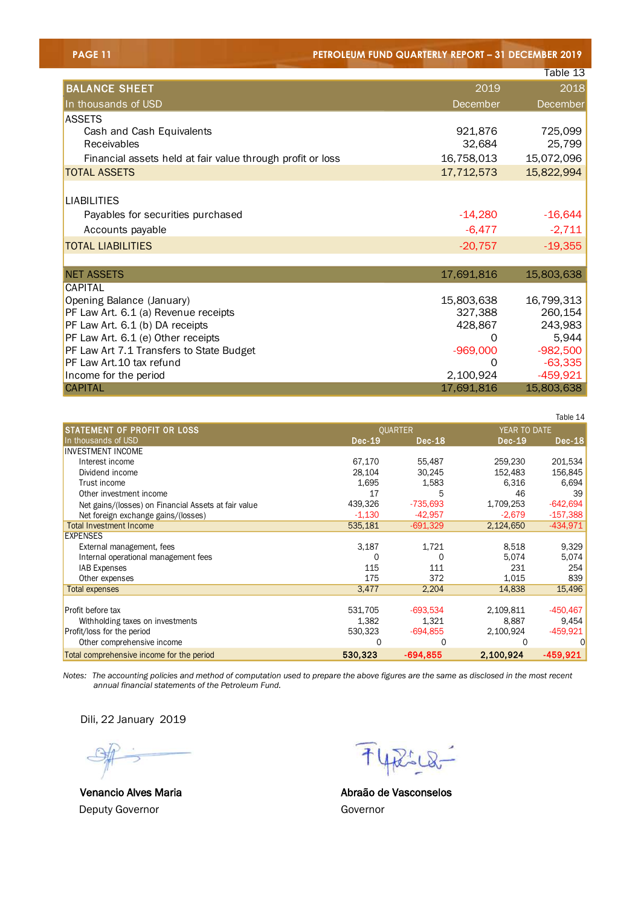Table 13

| BALANCE SHEET | 2019 | 2018 |
|---|---|---|
| In thousands of USD | December | December |
| ASSETS | | |
| Cash and Cash Equivalents | 921,876 | 725,099 |
| Receivables | 32,684 | 25,799 |
| Financial assets held at fair value through profit or loss | 16,758,013 | 15,072,096 |
| TOTAL ASSETS | 17,712,573 | 15,822,994 |
| | | |
| LIABILITIES | | |
| Payables for securities purchased | -14,280 | -16,644 |
| Accounts payable | -6,477 | -2,711 |
| TOTAL LIABILITIES | -20,757 | -19,355 |
| | | |
| NET ASSETS | 17,691,816 | 15,803,638 |
| CAPITAL | | |
| Opening Balance (January) | 15,803,638 | 16,799,313 |
| PF Law Art. 6.1 (a) Revenue receipts | 327,388 | 260,154 |
| PF Law Art. 6.1 (b) DA receipts | 428,867 | 243,983 |
| PF Law Art. 6.1 (e) Other receipts | 0 | 5,944 |
| PF Law Art 7.1 Transfers to State Budget | -969,000 | -982,500 |
| PF Law Art.10 tax refund | 0 | -63,335 |
| Income for the period | 2,100,924 | -459,921 |
| CAPITAL | 17,691,816 | 15,803,638 |

Table 14

| STATEMENT OF PROFIT OR LOSS | QUARTER | | YEAR TO DATE | |
|---|---|---|---|---|
| In thousands of USD | Dec-19 | Dec-18 | Dec-19 | Dec-18 |
| INVESTMENT INCOME | | | | |
| Interest income | 67,170 | 55,487 | 259,230 | 201,534 |
| Dividend income | 28,104 | 30,245 | 152,483 | 156,845 |
| Trust income | 1,695 | 1,583 | 6,316 | 6,694 |
| Other investment income | 17 | 5 | 46 | 39 |
| Net gains/(losses) on Financial Assets at fair value | 439,326 | -735,693 | 1,709,253 | -642,694 |
| Net foreign exchange gains/(losses) | -1,130 | -42,957 | -2,679 | -157,388 |
| Total Investment Income | 535,181 | -691,329 | 2,124,650 | -434,971 |
| EXPENSES | | | | |
| External management, fees | 3,187 | 1,721 | 8,518 | 9,329 |
| Internal operational management fees | 0 | 0 | 5,074 | 5,074 |
| IAB Expenses | 115 | 111 | 231 | 254 |
| Other expenses | 175 | 372 | 1,015 | 839 |
| Total expenses | 3,477 | 2,204 | 14,838 | 15,496 |
| | | | | |
| Profit before tax | 531,705 | -693,534 | 2,109,811 | -450,467 |
| Withholding taxes on investments | 1,382 | 1,321 | 8,887 | 9,454 |
| Profit/loss for the period | 530,323 | -694,855 | 2,100,924 | -459,921 |
| Other comprehensive income | 0 | 0 | 0 | 0 |
| Total comprehensive income for the period | **530,323** | **-694,855** | **2,100,924** | **-459,921** |

*Notes: The accounting policies and method of computation used to prepare the above figures are the same as disclosed in the most recent annual financial statements of the Petroleum Fund.*

Dili, 22 January 2019

**Venancio Alves Maria**
Deputy Governor

**Abraão de Vasconselos**
Governor